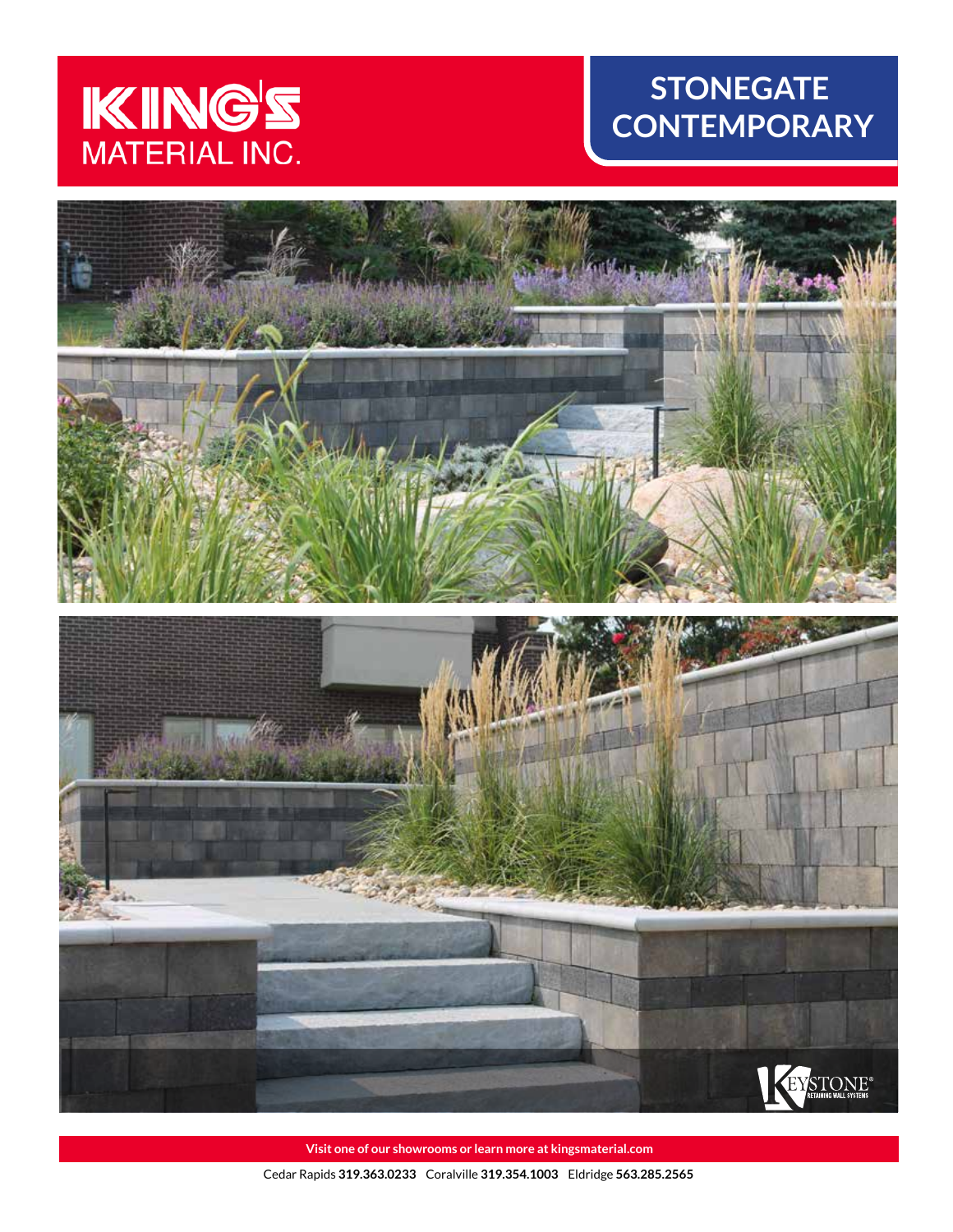# KING'S MATERIAL INC.

# STONEGATE CONTEMPORARY

KEYSTONE® RETAINING WALL SYSTEMS

Visit one of our showrooms or learn more at kingsmaterial.com

Cedar Rapids **319.363.0233** Coralville **319.354.1003** Eldridge **563.285.2565**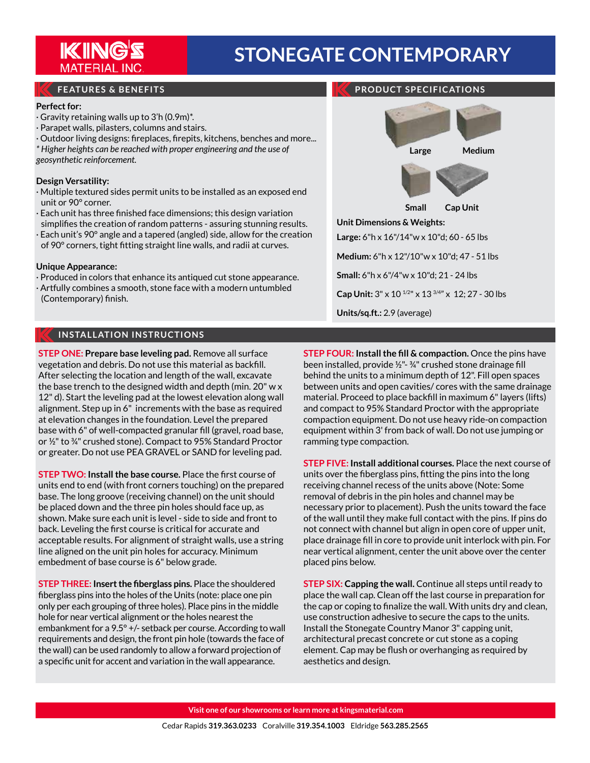# KING'S MATERIAL INC.

# STONEGATE CONTEMPORARY

## FEATURES & BENEFITS

**Perfect for:**

- Gravity retaining walls up to 3'h (0.9m)*.
- Parapet walls, pilasters, columns and stairs.
- Outdoor living designs: fireplaces, firepits, kitchens, benches and more...

*\* Higher heights can be reached with proper engineering and the use of geosynthetic reinforcement.*

**Design Versatility:**

- Multiple textured sides permit units to be installed as an exposed end unit or 90° corner.
- Each unit has three finished face dimensions; this design variation simplifies the creation of random patterns - assuring stunning results.
- Each unit's 90° angle and a tapered (angled) side, allow for the creation of 90° corners, tight fitting straight line walls, and radii at curves.

**Unique Appearance:**

- Produced in colors that enhance its antiqued cut stone appearance.
- Artfully combines a smooth, stone face with a modern untumbled (Contemporary) finish.

## PRODUCT SPECIFICATIONS

Large Medium

Small Cap Unit

**Unit Dimensions & Weights:**

**Large:** 6"h x 16"/14"w x 10"d; 60 - 65 lbs

**Medium:** 6"h x 12"/10"w x 10"d; 47 - 51 lbs

**Small:** 6"h x 6"/4"w x 10"d; 21 - 24 lbs

**Cap Unit:** 3" x 10 1/2" x 13 3/4" x 12; 27 - 30 lbs

**Units/sq.ft.:** 2.9 (average)

## INSTALLATION INSTRUCTIONS

**STEP ONE: Prepare base leveling pad.** Remove all surface vegetation and debris. Do not use this material as backfill. After selecting the location and length of the wall, excavate the base trench to the designed width and depth (min. 20" w x 12" d). Start the leveling pad at the lowest elevation along wall alignment. Step up in 6" increments with the base as required at elevation changes in the foundation. Level the prepared base with 6" of well-compacted granular fill (gravel, road base, or ½" to ¾" crushed stone). Compact to 95% Standard Proctor or greater. Do not use PEA GRAVEL or SAND for leveling pad.

**STEP TWO: Install the base course.** Place the first course of units end to end (with front corners touching) on the prepared base. The long groove (receiving channel) on the unit should be placed down and the three pin holes should face up, as shown. Make sure each unit is level - side to side and front to back. Leveling the first course is critical for accurate and acceptable results. For alignment of straight walls, use a string line aligned on the unit pin holes for accuracy. Minimum embedment of base course is 6" below grade.

**STEP THREE: Insert the fiberglass pins.** Place the shouldered fiberglass pins into the holes of the Units (note: place one pin only per each grouping of three holes). Place pins in the middle hole for near vertical alignment or the holes nearest the embankment for a 9.5° +/- setback per course. According to wall requirements and design, the front pin hole (towards the face of the wall) can be used randomly to allow a forward projection of a specific unit for accent and variation in the wall appearance.

**STEP FOUR: Install the fill & compaction.** Once the pins have been installed, provide ½"- ¾" crushed stone drainage fill behind the units to a minimum depth of 12". Fill open spaces between units and open cavities/ cores with the same drainage material. Proceed to place backfill in maximum 6" layers (lifts) and compact to 95% Standard Proctor with the appropriate compaction equipment. Do not use heavy ride-on compaction equipment within 3' from back of wall. Do not use jumping or ramming type compaction.

**STEP FIVE: Install additional courses.** Place the next course of units over the fiberglass pins, fitting the pins into the long receiving channel recess of the units above (Note: Some removal of debris in the pin holes and channel may be necessary prior to placement). Push the units toward the face of the wall until they make full contact with the pins. If pins do not connect with channel but align in open core of upper unit, place drainage fill in core to provide unit interlock with pin. For near vertical alignment, center the unit above over the center placed pins below.

**STEP SIX: Capping the wall.** Continue all steps until ready to place the wall cap. Clean off the last course in preparation for the cap or coping to finalize the wall. With units dry and clean, use construction adhesive to secure the caps to the units. Install the Stonegate Country Manor 3" capping unit, architectural precast concrete or cut stone as a coping element. Cap may be flush or overhanging as required by aesthetics and design.

**Visit one of our showrooms or learn more at kingsmaterial.com**

Cedar Rapids **319.363.0233** Coralville **319.354.1003** Eldridge **563.285.2565**